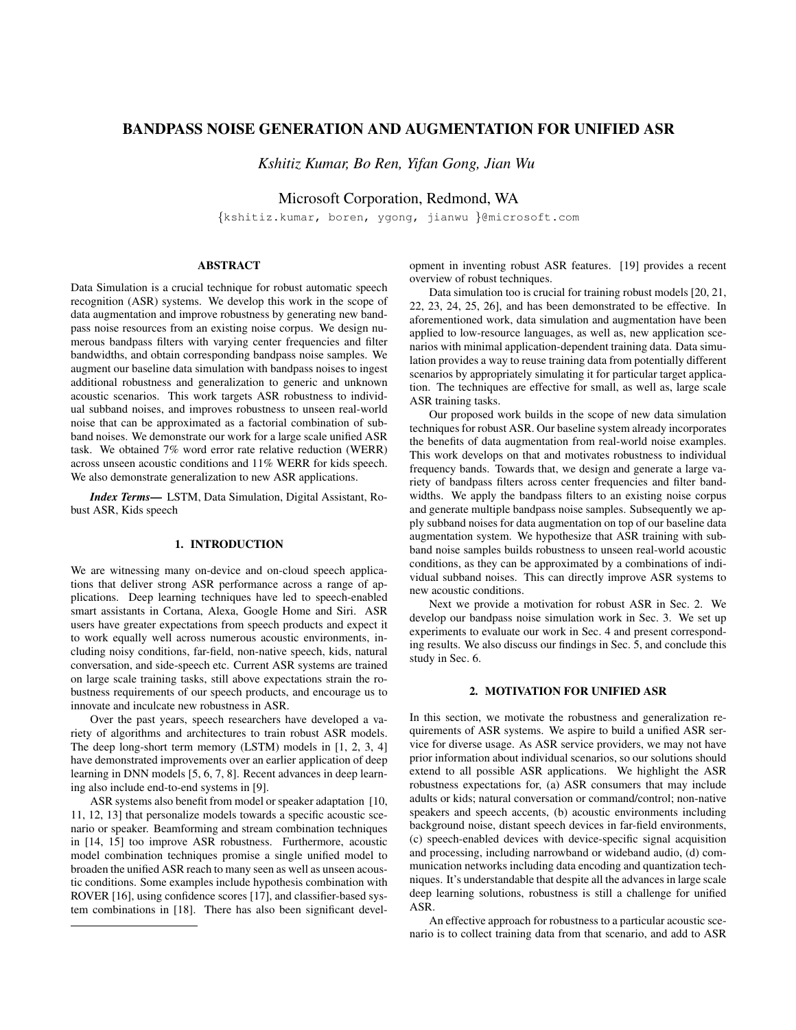# BANDPASS NOISE GENERATION AND AUGMENTATION FOR UNIFIED ASR

*Kshitiz Kumar, Bo Ren, Yifan Gong, Jian Wu*

Microsoft Corporation, Redmond, WA

{kshitiz.kumar, boren, ygong, jianwu }@microsoft.com

## ABSTRACT

Data Simulation is a crucial technique for robust automatic speech recognition (ASR) systems. We develop this work in the scope of data augmentation and improve robustness by generating new bandpass noise resources from an existing noise corpus. We design numerous bandpass filters with varying center frequencies and filter bandwidths, and obtain corresponding bandpass noise samples. We augment our baseline data simulation with bandpass noises to ingest additional robustness and generalization to generic and unknown acoustic scenarios. This work targets ASR robustness to individual subband noises, and improves robustness to unseen real-world noise that can be approximated as a factorial combination of subband noises. We demonstrate our work for a large scale unified ASR task. We obtained 7% word error rate relative reduction (WERR) across unseen acoustic conditions and 11% WERR for kids speech. We also demonstrate generalization to new ASR applications.

***Index Terms***— LSTM, Data Simulation, Digital Assistant, Robust ASR, Kids speech

## 1. INTRODUCTION

We are witnessing many on-device and on-cloud speech applications that deliver strong ASR performance across a range of applications. Deep learning techniques have led to speech-enabled smart assistants in Cortana, Alexa, Google Home and Siri. ASR users have greater expectations from speech products and expect it to work equally well across numerous acoustic environments, including noisy conditions, far-field, non-native speech, kids, natural conversation, and side-speech etc. Current ASR systems are trained on large scale training tasks, still above expectations strain the robustness requirements of our speech products, and encourage us to innovate and inculcate new robustness in ASR.

Over the past years, speech researchers have developed a variety of algorithms and architectures to train robust ASR models. The deep long-short term memory (LSTM) models in [1, 2, 3, 4] have demonstrated improvements over an earlier application of deep learning in DNN models [5, 6, 7, 8]. Recent advances in deep learning also include end-to-end systems in [9].

ASR systems also benefit from model or speaker adaptation [10, 11, 12, 13] that personalize models towards a specific acoustic scenario or speaker. Beamforming and stream combination techniques in [14, 15] too improve ASR robustness. Furthermore, acoustic model combination techniques promise a single unified model to broaden the unified ASR reach to many seen as well as unseen acoustic conditions. Some examples include hypothesis combination with ROVER [16], using confidence scores [17], and classifier-based system combinations in [18]. There has also been significant development in inventing robust ASR features. [19] provides a recent overview of robust techniques.

Data simulation too is crucial for training robust models [20, 21, 22, 23, 24, 25, 26], and has been demonstrated to be effective. In aforementioned work, data simulation and augmentation have been applied to low-resource languages, as well as, new application scenarios with minimal application-dependent training data. Data simulation provides a way to reuse training data from potentially different scenarios by appropriately simulating it for particular target application. The techniques are effective for small, as well as, large scale ASR training tasks.

Our proposed work builds in the scope of new data simulation techniques for robust ASR. Our baseline system already incorporates the benefits of data augmentation from real-world noise examples. This work develops on that and motivates robustness to individual frequency bands. Towards that, we design and generate a large variety of bandpass filters across center frequencies and filter bandwidths. We apply the bandpass filters to an existing noise corpus and generate multiple bandpass noise samples. Subsequently we apply subband noises for data augmentation on top of our baseline data augmentation system. We hypothesize that ASR training with subband noise samples builds robustness to unseen real-world acoustic conditions, as they can be approximated by a combinations of individual subband noises. This can directly improve ASR systems to new acoustic conditions.

Next we provide a motivation for robust ASR in Sec. 2. We develop our bandpass noise simulation work in Sec. 3. We set up experiments to evaluate our work in Sec. 4 and present corresponding results. We also discuss our findings in Sec. 5, and conclude this study in Sec. 6.

## 2. MOTIVATION FOR UNIFIED ASR

In this section, we motivate the robustness and generalization requirements of ASR systems. We aspire to build a unified ASR service for diverse usage. As ASR service providers, we may not have prior information about individual scenarios, so our solutions should extend to all possible ASR applications. We highlight the ASR robustness expectations for, (a) ASR consumers that may include adults or kids; natural conversation or command/control; non-native speakers and speech accents, (b) acoustic environments including background noise, distant speech devices in far-field environments, (c) speech-enabled devices with device-specific signal acquisition and processing, including narrowband or wideband audio, (d) communication networks including data encoding and quantization techniques. It's understandable that despite all the advances in large scale deep learning solutions, robustness is still a challenge for unified ASR.

An effective approach for robustness to a particular acoustic scenario is to collect training data from that scenario, and add to ASR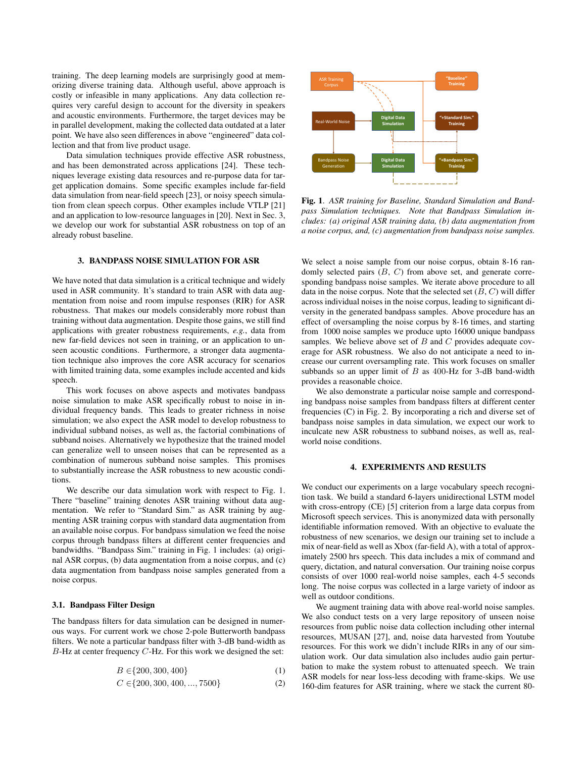training. The deep learning models are surprisingly good at memorizing diverse training data. Although useful, above approach is costly or infeasible in many applications. Any data collection requires very careful design to account for the diversity in speakers and acoustic environments. Furthermore, the target devices may be in parallel development, making the collected data outdated at a later point. We have also seen differences in above "engineered" data collection and that from live product usage.

Data simulation techniques provide effective ASR robustness, and has been demonstrated across applications [24]. These techniques leverage existing data resources and re-purpose data for target application domains. Some specific examples include far-field data simulation from near-field speech [23], or noisy speech simulation from clean speech corpus. Other examples include VTLP [21] and an application to low-resource languages in [20]. Next in Sec. 3, we develop our work for substantial ASR robustness on top of an already robust baseline.

## 3. BANDPASS NOISE SIMULATION FOR ASR

We have noted that data simulation is a critical technique and widely used in ASR community. It's standard to train ASR with data augmentation from noise and room impulse responses (RIR) for ASR robustness. That makes our models considerably more robust than training without data augmentation. Despite those gains, we still find applications with greater robustness requirements, *e.g.*, data from new far-field devices not seen in training, or an application to unseen acoustic conditions. Furthermore, a stronger data augmentation technique also improves the core ASR accuracy for scenarios with limited training data, some examples include accented and kids speech.

This work focuses on above aspects and motivates bandpass noise simulation to make ASR specifically robust to noise in individual frequency bands. This leads to greater richness in noise simulation; we also expect the ASR model to develop robustness to individual subband noises, as well as, the factorial combinations of subband noises. Alternatively we hypothesize that the trained model can generalize well to unseen noises that can be represented as a combination of numerous subband noise samples. This promises to substantially increase the ASR robustness to new acoustic conditions.

We describe our data simulation work with respect to Fig. 1. There "baseline" training denotes ASR training without data augmentation. We refer to "Standard Sim." as ASR training by augmenting ASR training corpus with standard data augmentation from an available noise corpus. For bandpass simulation we feed the noise corpus through bandpass filters at different center frequencies and bandwidths. "Bandpass Sim." training in Fig. 1 includes: (a) original ASR corpus, (b) data augmentation from a noise corpus, and (c) data augmentation from bandpass noise samples generated from a noise corpus.

### 3.1. Bandpass Filter Design

The bandpass filters for data simulation can be designed in numerous ways. For current work we chose 2-pole Butterworth bandpass filters. We note a particular bandpass filter with 3-dB band-width as $B$-Hz at center frequency $C$-Hz. For this work we designed the set:

$$B \in \{200, 300, 400\} \quad (1)$$

$$C \in \{200, 300, 400, ..., 7500\} \quad (2)$$

**Fig. 1**. *ASR training for Baseline, Standard Simulation and Bandpass Simulation techniques. Note that Bandpass Simulation includes: (a) original ASR training data, (b) data augmentation from a noise corpus, and, (c) augmentation from bandpass noise samples.*

We select a noise sample from our noise corpus, obtain 8-16 randomly selected pairs ($B$, $C$) from above set, and generate corresponding bandpass noise samples. We iterate above procedure to all data in the noise corpus. Note that the selected set ($B, C$) will differ across individual noises in the noise corpus, leading to significant diversity in the generated bandpass samples. Above procedure has an effect of oversampling the noise corpus by 8-16 times, and starting from 1000 noise samples we produce upto 16000 unique bandpass samples. We believe above set of $B$ and $C$ provides adequate coverage for ASR robustness. We also do not anticipate a need to increase our current oversampling rate. This work focuses on smaller subbands so an upper limit of $B$ as 400-Hz for 3-dB band-width provides a reasonable choice.

We also demonstrate a particular noise sample and corresponding bandpass noise samples from bandpass filters at different center frequencies (C) in Fig. 2. By incorporating a rich and diverse set of bandpass noise samples in data simulation, we expect our work to inculcate new ASR robustness to subband noises, as well as, real-world noise conditions.

## 4. EXPERIMENTS AND RESULTS

We conduct our experiments on a large vocabulary speech recognition task. We build a standard 6-layers unidirectional LSTM model with cross-entropy (CE) [5] criterion from a large data corpus from Microsoft speech services. This is anonymized data with personally identifiable information removed. With an objective to evaluate the robustness of new scenarios, we design our training set to include a mix of near-field as well as Xbox (far-field A), with a total of approximately 2500 hrs speech. This data includes a mix of command and query, dictation, and natural conversation. Our training noise corpus consists of over 1000 real-world noise samples, each 4-5 seconds long. The noise corpus was collected in a large variety of indoor as well as outdoor conditions.

We augment training data with above real-world noise samples. We also conduct tests on a very large repository of unseen noise resources from public noise data collection including other internal resources, MUSAN [27], and, noise data harvested from Youtube resources. For this work we didn't include RIRs in any of our simulation work. Our data simulation also includes audio gain perturbation to make the system robust to attenuated speech. We train ASR models for near loss-less decoding with frame-skips. We use 160-dim features for ASR training, where we stack the current 80-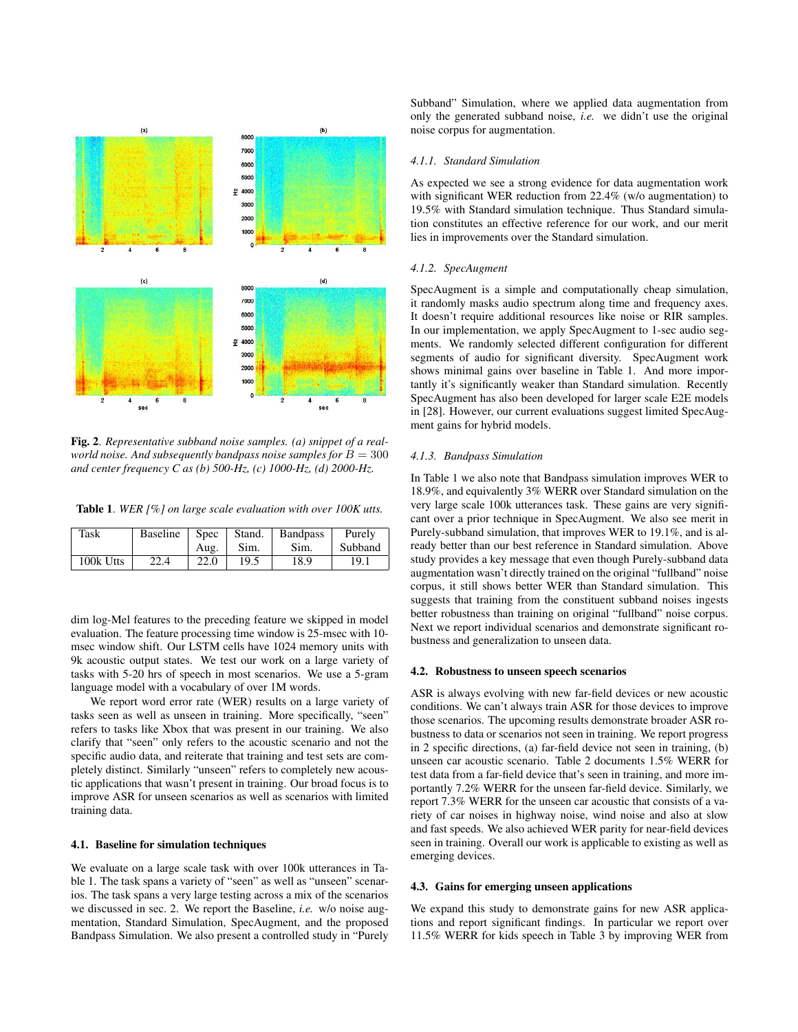**Fig. 2**. *Representative subband noise samples. (a) snippet of a real-world noise. And subsequently bandpass noise samples for $B = 300$ and center frequency $C$ as (b) 500-Hz, (c) 1000-Hz, (d) 2000-Hz.*

**Table 1**. *WER [%] on large scale evaluation with over 100K utts.*

| Task | Baseline | Spec Aug. | Stand. Sim. | Bandpass Sim. | Purely Subband |
|---|---|---|---|---|---|
| 100k Utts | 22.4 | 22.0 | 19.5 | 18.9 | 19.1 |

dim log-Mel features to the preceding feature we skipped in model evaluation. The feature processing time window is 25-msec with 10-msec window shift. Our LSTM cells have 1024 memory units with 9k acoustic output states. We test our work on a large variety of tasks with 5-20 hrs of speech in most scenarios. We use a 5-gram language model with a vocabulary of over 1M words.

We report word error rate (WER) results on a large variety of tasks seen as well as unseen in training. More specifically, "seen" refers to tasks like Xbox that was present in our training. We also clarify that "seen" only refers to the acoustic scenario and not the specific audio data, and reiterate that training and test sets are completely distinct. Similarly "unseen" refers to completely new acoustic applications that wasn't present in training. Our broad focus is to improve ASR for unseen scenarios as well as scenarios with limited training data.

### 4.1. Baseline for simulation techniques

We evaluate on a large scale task with over 100k utterances in Table 1. The task spans a variety of "seen" as well as "unseen" scenarios. The task spans a very large testing across a mix of the scenarios we discussed in sec. 2. We report the Baseline, *i.e.* w/o noise augmentation, Standard Simulation, SpecAugment, and the proposed Bandpass Simulation. We also present a controlled study in "Purely Subband" Simulation, where we applied data augmentation from only the generated subband noise, *i.e.* we didn't use the original noise corpus for augmentation.

#### *4.1.1. Standard Simulation*

As expected we see a strong evidence for data augmentation work with significant WER reduction from 22.4% (w/o augmentation) to 19.5% with Standard simulation technique. Thus Standard simulation constitutes an effective reference for our work, and our merit lies in improvements over the Standard simulation.

#### *4.1.2. SpecAugment*

SpecAugment is a simple and computationally cheap simulation, it randomly masks audio spectrum along time and frequency axes. It doesn't require additional resources like noise or RIR samples. In our implementation, we apply SpecAugment to 1-sec audio segments. We randomly selected different configuration for different segments of audio for significant diversity. SpecAugment work shows minimal gains over baseline in Table 1. And more importantly it's significantly weaker than Standard simulation. Recently SpecAugment has also been developed for larger scale E2E models in [28]. However, our current evaluations suggest limited SpecAugment gains for hybrid models.

#### *4.1.3. Bandpass Simulation*

In Table 1 we also note that Bandpass simulation improves WER to 18.9%, and equivalently 3% WERR over Standard simulation on the very large scale 100k utterances task. These gains are very significant over a prior technique in SpecAugment. We also see merit in Purely-subband simulation, that improves WER to 19.1%, and is already better than our best reference in Standard simulation. Above study provides a key message that even though Purely-subband data augmentation wasn't directly trained on the original "fullband" noise corpus, it still shows better WER than Standard simulation. This suggests that training from the constituent subband noises ingests better robustness than training on original "fullband" noise corpus. Next we report individual scenarios and demonstrate significant robustness and generalization to unseen data.

### 4.2. Robustness to unseen speech scenarios

ASR is always evolving with new far-field devices or new acoustic conditions. We can't always train ASR for those devices to improve those scenarios. The upcoming results demonstrate broader ASR robustness to data or scenarios not seen in training. We report progress in 2 specific directions, (a) far-field device not seen in training, (b) unseen car acoustic scenario. Table 2 documents 1.5% WERR for test data from a far-field device that's seen in training, and more importantly 7.2% WERR for the unseen far-field device. Similarly, we report 7.3% WERR for the unseen car acoustic that consists of a variety of car noises in highway noise, wind noise and also at slow and fast speeds. We also achieved WER parity for near-field devices seen in training. Overall our work is applicable to existing as well as emerging devices.

### 4.3. Gains for emerging unseen applications

We expand this study to demonstrate gains for new ASR applications and report significant findings. In particular we report over 11.5% WERR for kids speech in Table 3 by improving WER from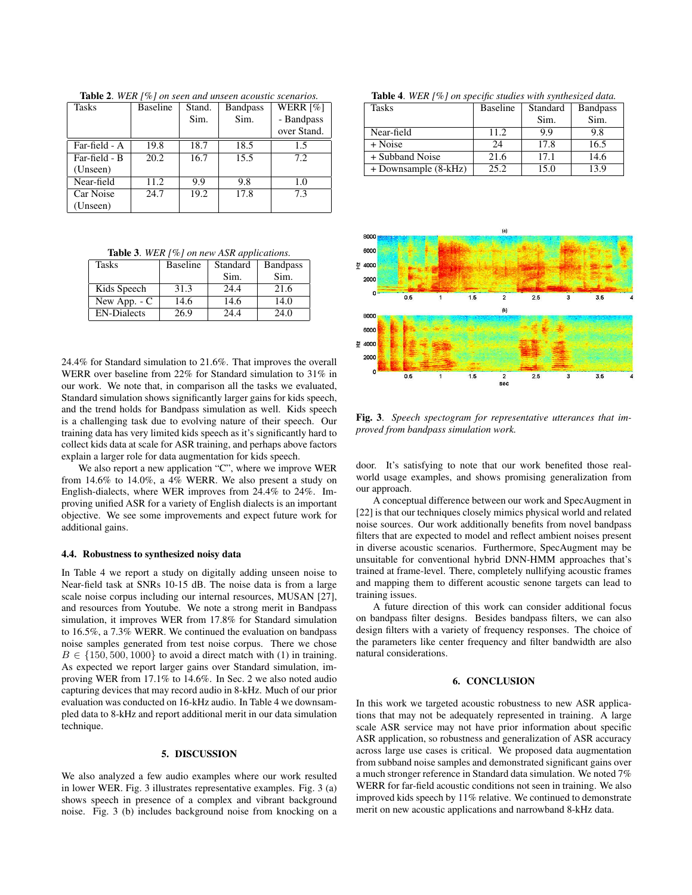**Table 2**. *WER [%] on seen and unseen acoustic scenarios.*

| Tasks | Baseline | Stand. Sim. | Bandpass Sim. | WERR [%] - Bandpass over Stand. |
|---|---|---|---|---|
| Far-field - A | 19.8 | 18.7 | 18.5 | 1.5 |
| Far-field - B (Unseen) | 20.2 | 16.7 | 15.5 | 7.2 |
| Near-field | 11.2 | 9.9 | 9.8 | 1.0 |
| Car Noise (Unseen) | 24.7 | 19.2 | 17.8 | 7.3 |

**Table 3**. *WER [%] on new ASR applications.*

| Tasks | Baseline | Standard Sim. | Bandpass Sim. |
|---|---|---|---|
| Kids Speech | 31.3 | 24.4 | 21.6 |
| New App. - C | 14.6 | 14.6 | 14.0 |
| EN-Dialects | 26.9 | 24.4 | 24.0 |

24.4% for Standard simulation to 21.6%. That improves the overall WERR over baseline from 22% for Standard simulation to 31% in our work. We note that, in comparison all the tasks we evaluated, Standard simulation shows significantly larger gains for kids speech, and the trend holds for Bandpass simulation as well. Kids speech is a challenging task due to evolving nature of their speech. Our training data has very limited kids speech as it's significantly hard to collect kids data at scale for ASR training, and perhaps above factors explain a larger role for data augmentation for kids speech.

We also report a new application "C", where we improve WER from 14.6% to 14.0%, a 4% WERR. We also present a study on English-dialects, where WER improves from 24.4% to 24%. Improving unified ASR for a variety of English dialects is an important objective. We see some improvements and expect future work for additional gains.

### 4.4. Robustness to synthesized noisy data

In Table 4 we report a study on digitally adding unseen noise to Near-field task at SNRs 10-15 dB. The noise data is from a large scale noise corpus including our internal resources, MUSAN [27], and resources from Youtube. We note a strong merit in Bandpass simulation, it improves WER from 17.8% for Standard simulation to 16.5%, a 7.3% WERR. We continued the evaluation on bandpass noise samples generated from test noise corpus. There we chose $B \in \{150, 500, 1000\}$ to avoid a direct match with (1) in training. As expected we report larger gains over Standard simulation, improving WER from 17.1% to 14.6%. In Sec. 2 we also noted audio capturing devices that may record audio in 8-kHz. Much of our prior evaluation was conducted on 16-kHz audio. In Table 4 we downsampled data to 8-kHz and report additional merit in our data simulation technique.

## 5. DISCUSSION

We also analyzed a few audio examples where our work resulted in lower WER. Fig. 3 illustrates representative examples. Fig. 3 (a) shows speech in presence of a complex and vibrant background noise. Fig. 3 (b) includes background noise from knocking on a door. It's satisfying to note that our work benefited those real-world usage examples, and shows promising generalization from our approach.

**Table 4**. *WER [%] on specific studies with synthesized data.*

| Tasks | Baseline | Standard Sim. | Bandpass Sim. |
|---|---|---|---|
| Near-field | 11.2 | 9.9 | 9.8 |
| + Noise | 24 | 17.8 | 16.5 |
| + Subband Noise | 21.6 | 17.1 | 14.6 |
| + Downsample (8-kHz) | 25.2 | 15.0 | 13.9 |

**Fig. 3**. *Speech spectogram for representative utterances that improved from bandpass simulation work.*

A conceptual difference between our work and SpecAugment in [22] is that our techniques closely mimics physical world and related noise sources. Our work additionally benefits from novel bandpass filters that are expected to model and reflect ambient noises present in diverse acoustic scenarios. Furthermore, SpecAugment may be unsuitable for conventional hybrid DNN-HMM approaches that's trained at frame-level. There, completely nullifying acoustic frames and mapping them to different acoustic senone targets can lead to training issues.

A future direction of this work can consider additional focus on bandpass filter designs. Besides bandpass filters, we can also design filters with a variety of frequency responses. The choice of the parameters like center frequency and filter bandwidth are also natural considerations.

## 6. CONCLUSION

In this work we targeted acoustic robustness to new ASR applications that may not be adequately represented in training. A large scale ASR service may not have prior information about specific ASR application, so robustness and generalization of ASR accuracy across large use cases is critical. We proposed data augmentation from subband noise samples and demonstrated significant gains over a much stronger reference in Standard data simulation. We noted 7% WERR for far-field acoustic conditions not seen in training. We also improved kids speech by 11% relative. We continued to demonstrate merit on new acoustic applications and narrowband 8-kHz data.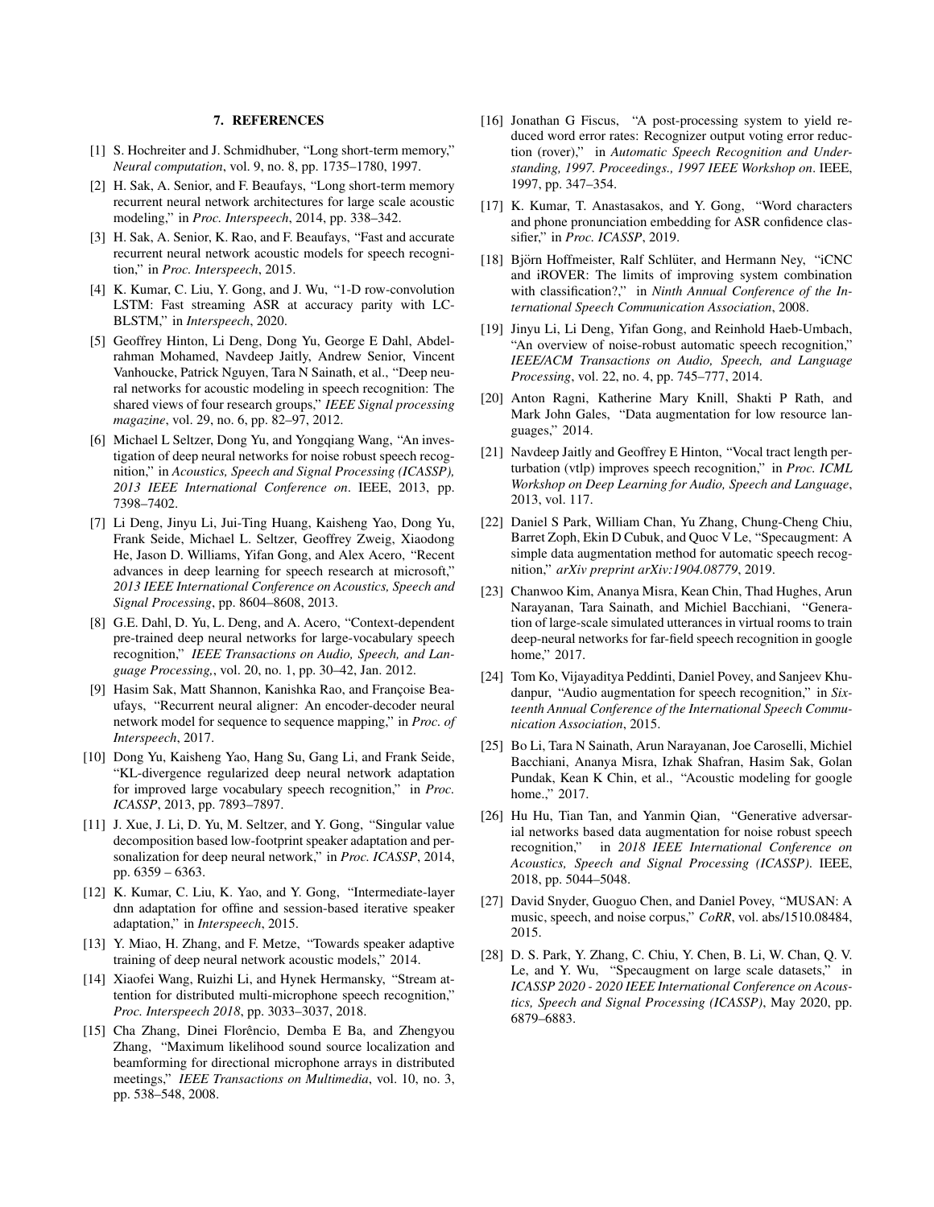## 7. REFERENCES

[1] S. Hochreiter and J. Schmidhuber, "Long short-term memory," *Neural computation*, vol. 9, no. 8, pp. 1735–1780, 1997.

[2] H. Sak, A. Senior, and F. Beaufays, "Long short-term memory recurrent neural network architectures for large scale acoustic modeling," in *Proc. Interspeech*, 2014, pp. 338–342.

[3] H. Sak, A. Senior, K. Rao, and F. Beaufays, "Fast and accurate recurrent neural network acoustic models for speech recognition," in *Proc. Interspeech*, 2015.

[4] K. Kumar, C. Liu, Y. Gong, and J. Wu, "1-D row-convolution LSTM: Fast streaming ASR at accuracy parity with LC-BLSTM," in *Interspeech*, 2020.

[5] Geoffrey Hinton, Li Deng, Dong Yu, George E Dahl, Abdelrahman Mohamed, Navdeep Jaitly, Andrew Senior, Vincent Vanhoucke, Patrick Nguyen, Tara N Sainath, et al., "Deep neural networks for acoustic modeling in speech recognition: The shared views of four research groups," *IEEE Signal processing magazine*, vol. 29, no. 6, pp. 82–97, 2012.

[6] Michael L Seltzer, Dong Yu, and Yongqiang Wang, "An investigation of deep neural networks for noise robust speech recognition," in *Acoustics, Speech and Signal Processing (ICASSP), 2013 IEEE International Conference on*. IEEE, 2013, pp. 7398–7402.

[7] Li Deng, Jinyu Li, Jui-Ting Huang, Kaisheng Yao, Dong Yu, Frank Seide, Michael L. Seltzer, Geoffrey Zweig, Xiaodong He, Jason D. Williams, Yifan Gong, and Alex Acero, "Recent advances in deep learning for speech research at microsoft," *2013 IEEE International Conference on Acoustics, Speech and Signal Processing*, pp. 8604–8608, 2013.

[8] G.E. Dahl, D. Yu, L. Deng, and A. Acero, "Context-dependent pre-trained deep neural networks for large-vocabulary speech recognition," *IEEE Transactions on Audio, Speech, and Language Processing,*, vol. 20, no. 1, pp. 30–42, Jan. 2012.

[9] Hasim Sak, Matt Shannon, Kanishka Rao, and Françoise Beaufays, "Recurrent neural aligner: An encoder-decoder neural network model for sequence to sequence mapping," in *Proc. of Interspeech*, 2017.

[10] Dong Yu, Kaisheng Yao, Hang Su, Gang Li, and Frank Seide, "KL-divergence regularized deep neural network adaptation for improved large vocabulary speech recognition," in *Proc. ICASSP*, 2013, pp. 7893–7897.

[11] J. Xue, J. Li, D. Yu, M. Seltzer, and Y. Gong, "Singular value decomposition based low-footprint speaker adaptation and personalization for deep neural network," in *Proc. ICASSP*, 2014, pp. 6359 – 6363.

[12] K. Kumar, C. Liu, K. Yao, and Y. Gong, "Intermediate-layer dnn adaptation for offine and session-based iterative speaker adaptation," in *Interspeech*, 2015.

[13] Y. Miao, H. Zhang, and F. Metze, "Towards speaker adaptive training of deep neural network acoustic models," 2014.

[14] Xiaofei Wang, Ruizhi Li, and Hynek Hermansky, "Stream attention for distributed multi-microphone speech recognition," *Proc. Interspeech 2018*, pp. 3033–3037, 2018.

[15] Cha Zhang, Dinei Florêncio, Demba E Ba, and Zhengyou Zhang, "Maximum likelihood sound source localization and beamforming for directional microphone arrays in distributed meetings," *IEEE Transactions on Multimedia*, vol. 10, no. 3, pp. 538–548, 2008.

[16] Jonathan G Fiscus, "A post-processing system to yield reduced word error rates: Recognizer output voting error reduction (rover)," in *Automatic Speech Recognition and Understanding, 1997. Proceedings., 1997 IEEE Workshop on*. IEEE, 1997, pp. 347–354.

[17] K. Kumar, T. Anastasakos, and Y. Gong, "Word characters and phone pronunciation embedding for ASR confidence classifier," in *Proc. ICASSP*, 2019.

[18] Björn Hoffmeister, Ralf Schlüter, and Hermann Ney, "iCNC and iROVER: The limits of improving system combination with classification?," in *Ninth Annual Conference of the International Speech Communication Association*, 2008.

[19] Jinyu Li, Li Deng, Yifan Gong, and Reinhold Haeb-Umbach, "An overview of noise-robust automatic speech recognition," *IEEE/ACM Transactions on Audio, Speech, and Language Processing*, vol. 22, no. 4, pp. 745–777, 2014.

[20] Anton Ragni, Katherine Mary Knill, Shakti P Rath, and Mark John Gales, "Data augmentation for low resource languages," 2014.

[21] Navdeep Jaitly and Geoffrey E Hinton, "Vocal tract length perturbation (vtlp) improves speech recognition," in *Proc. ICML Workshop on Deep Learning for Audio, Speech and Language*, 2013, vol. 117.

[22] Daniel S Park, William Chan, Yu Zhang, Chung-Cheng Chiu, Barret Zoph, Ekin D Cubuk, and Quoc V Le, "Specaugment: A simple data augmentation method for automatic speech recognition," *arXiv preprint arXiv:1904.08779*, 2019.

[23] Chanwoo Kim, Ananya Misra, Kean Chin, Thad Hughes, Arun Narayanan, Tara Sainath, and Michiel Bacchiani, "Generation of large-scale simulated utterances in virtual rooms to train deep-neural networks for far-field speech recognition in google home," 2017.

[24] Tom Ko, Vijayaditya Peddinti, Daniel Povey, and Sanjeev Khudanpur, "Audio augmentation for speech recognition," in *Sixteenth Annual Conference of the International Speech Communication Association*, 2015.

[25] Bo Li, Tara N Sainath, Arun Narayanan, Joe Caroselli, Michiel Bacchiani, Ananya Misra, Izhak Shafran, Hasim Sak, Golan Pundak, Kean K Chin, et al., "Acoustic modeling for google home.," 2017.

[26] Hu Hu, Tian Tan, and Yanmin Qian, "Generative adversarial networks based data augmentation for noise robust speech recognition," in *2018 IEEE International Conference on Acoustics, Speech and Signal Processing (ICASSP)*. IEEE, 2018, pp. 5044–5048.

[27] David Snyder, Guoguo Chen, and Daniel Povey, "MUSAN: A music, speech, and noise corpus," *CoRR*, vol. abs/1510.08484, 2015.

[28] D. S. Park, Y. Zhang, C. Chiu, Y. Chen, B. Li, W. Chan, Q. V. Le, and Y. Wu, "Specaugment on large scale datasets," in *ICASSP 2020 - 2020 IEEE International Conference on Acoustics, Speech and Signal Processing (ICASSP)*, May 2020, pp. 6879–6883.